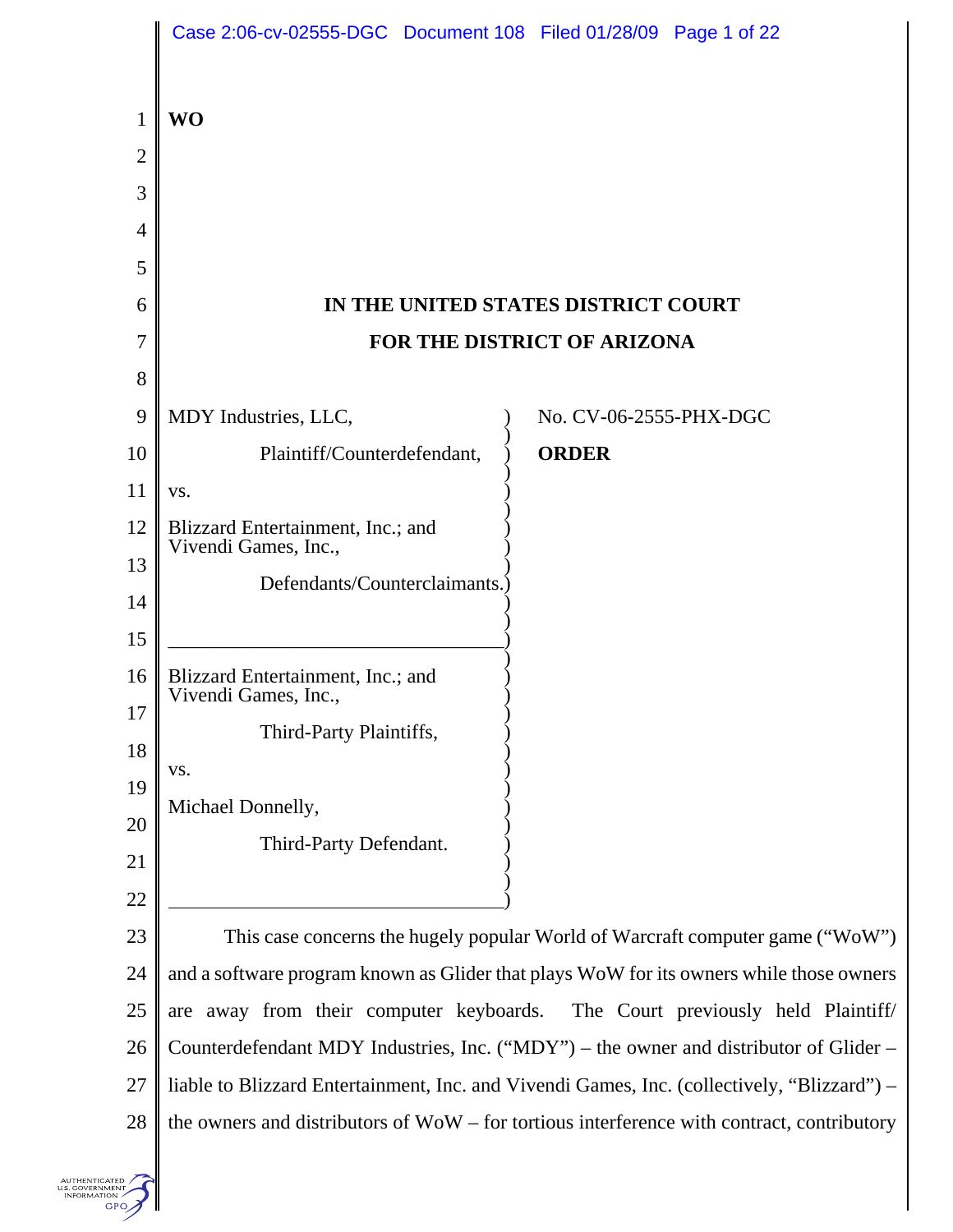**WO**

**IN THE UNITED STATES DISTRICT COURT**

**FOR THE DISTRICT OF ARIZONA**

MDY Industries, LLC,

Plaintiff/Counterdefendant,

vs.

Blizzard Entertainment, Inc.; and Vivendi Games, Inc.,

Defendants/Counterclaimants.

---

Blizzard Entertainment, Inc.; and Vivendi Games, Inc.,

Third-Party Plaintiffs,

vs.

Michael Donnelly,

Third-Party Defendant.

No. CV-06-2555-PHX-DGC

**ORDER**

This case concerns the hugely popular World of Warcraft computer game ("WoW") and a software program known as Glider that plays WoW for its owners while those owners are away from their computer keyboards. The Court previously held Plaintiff/ Counterdefendant MDY Industries, Inc. ("MDY") – the owner and distributor of Glider – liable to Blizzard Entertainment, Inc. and Vivendi Games, Inc. (collectively, "Blizzard") – the owners and distributors of WoW – for tortious interference with contract, contributory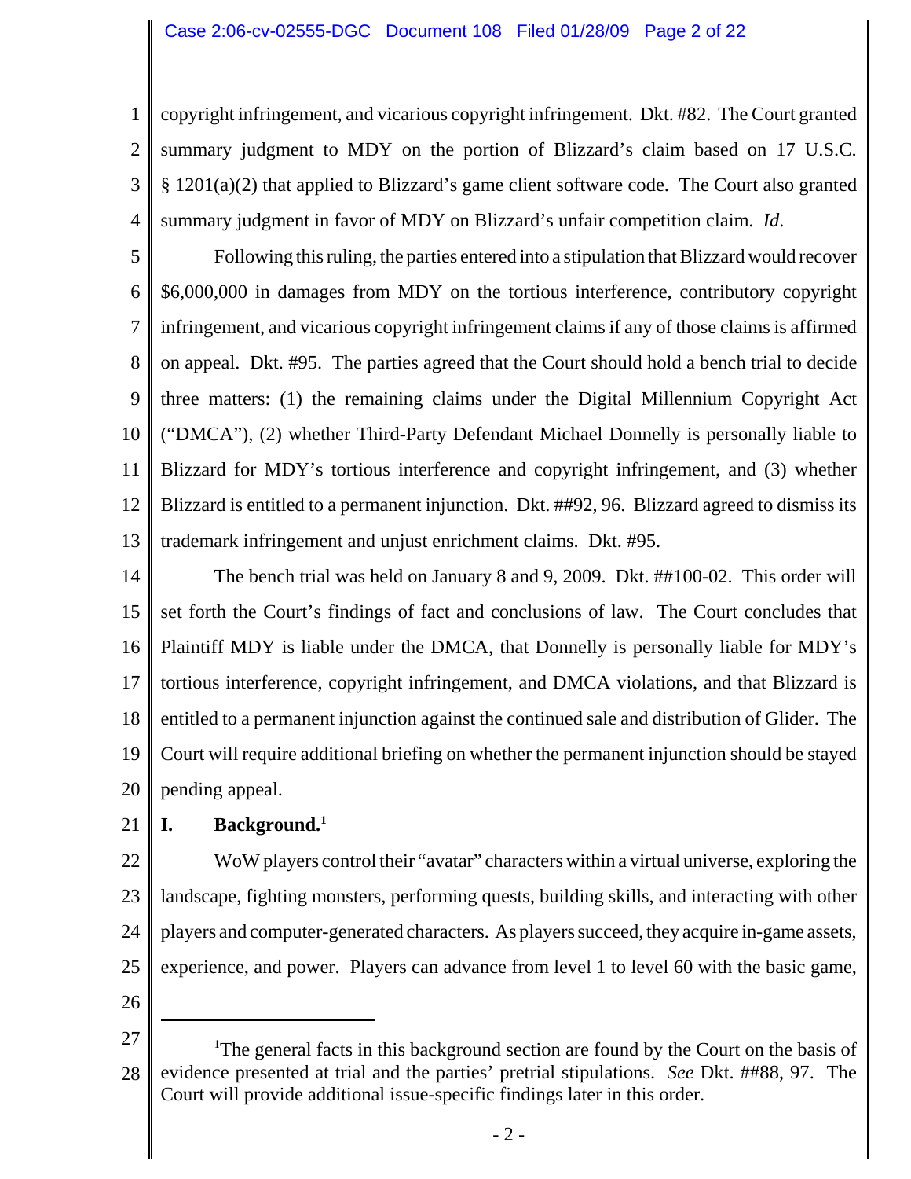copyright infringement, and vicarious copyright infringement. Dkt. #82. The Court granted summary judgment to MDY on the portion of Blizzard's claim based on 17 U.S.C. § 1201(a)(2) that applied to Blizzard's game client software code. The Court also granted summary judgment in favor of MDY on Blizzard's unfair competition claim. *Id*.

Following this ruling, the parties entered into a stipulation that Blizzard would recover $6,000,000 in damages from MDY on the tortious interference, contributory copyright infringement, and vicarious copyright infringement claims if any of those claims is affirmed on appeal. Dkt. #95. The parties agreed that the Court should hold a bench trial to decide three matters: (1) the remaining claims under the Digital Millennium Copyright Act ("DMCA"), (2) whether Third-Party Defendant Michael Donnelly is personally liable to Blizzard for MDY's tortious interference and copyright infringement, and (3) whether Blizzard is entitled to a permanent injunction. Dkt. ##92, 96. Blizzard agreed to dismiss its trademark infringement and unjust enrichment claims. Dkt. #95.

The bench trial was held on January 8 and 9, 2009. Dkt. ##100-02. This order will set forth the Court's findings of fact and conclusions of law. The Court concludes that Plaintiff MDY is liable under the DMCA, that Donnelly is personally liable for MDY's tortious interference, copyright infringement, and DMCA violations, and that Blizzard is entitled to a permanent injunction against the continued sale and distribution of Glider. The Court will require additional briefing on whether the permanent injunction should be stayed pending appeal.

## I. Background.[1]

WoW players control their "avatar" characters within a virtual universe, exploring the landscape, fighting monsters, performing quests, building skills, and interacting with other players and computer-generated characters. As players succeed, they acquire in-game assets, experience, and power. Players can advance from level 1 to level 60 with the basic game,

---

[1] The general facts in this background section are found by the Court on the basis of evidence presented at trial and the parties' pretrial stipulations. *See* Dkt. ##88, 97. The Court will provide additional issue-specific findings later in this order.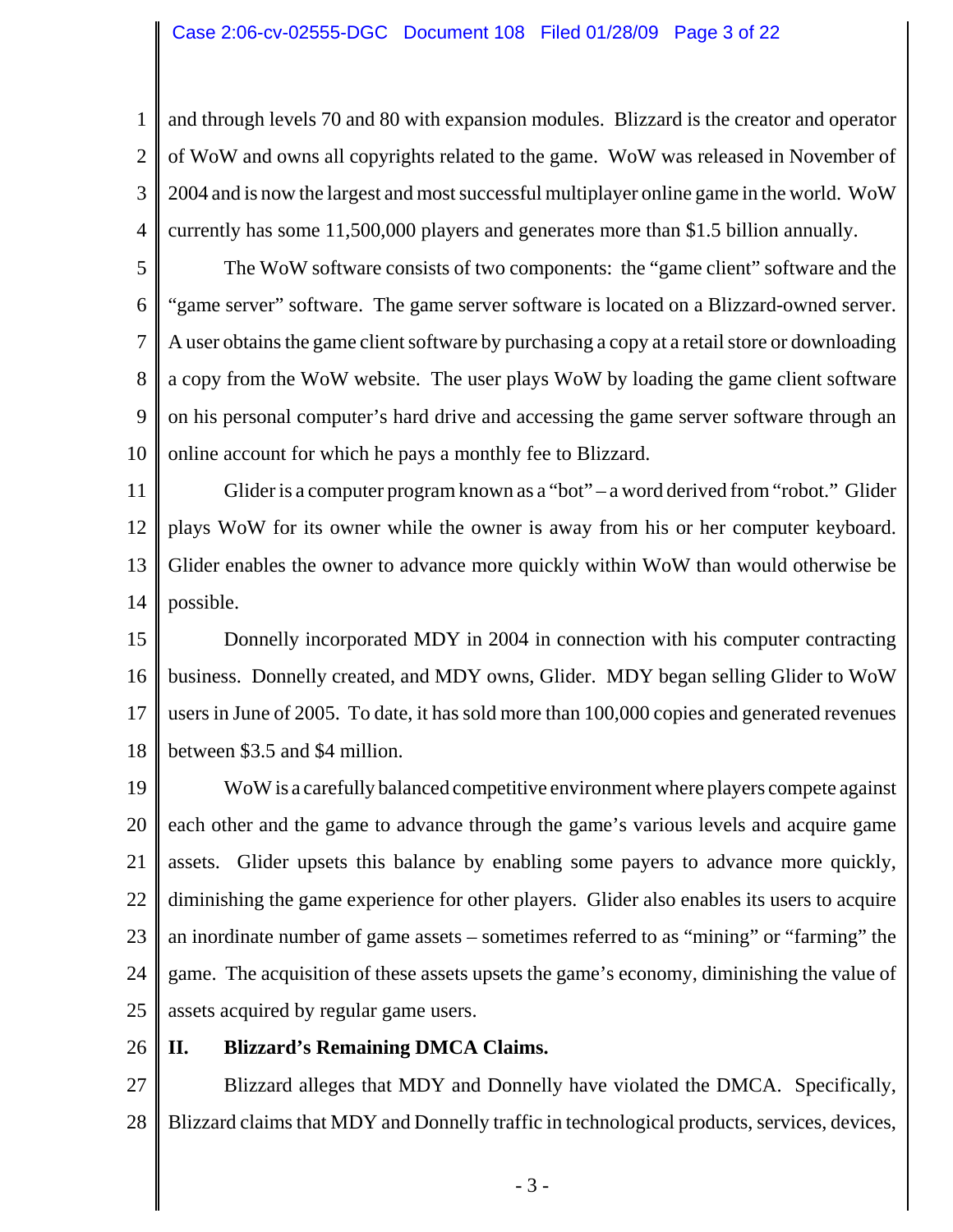and through levels 70 and 80 with expansion modules. Blizzard is the creator and operator of WoW and owns all copyrights related to the game. WoW was released in November of 2004 and is now the largest and most successful multiplayer online game in the world. WoW currently has some 11,500,000 players and generates more than $1.5 billion annually.

The WoW software consists of two components: the "game client" software and the "game server" software. The game server software is located on a Blizzard-owned server. A user obtains the game client software by purchasing a copy at a retail store or downloading a copy from the WoW website. The user plays WoW by loading the game client software on his personal computer's hard drive and accessing the game server software through an online account for which he pays a monthly fee to Blizzard.

Glider is a computer program known as a "bot" – a word derived from "robot." Glider plays WoW for its owner while the owner is away from his or her computer keyboard. Glider enables the owner to advance more quickly within WoW than would otherwise be possible.

Donnelly incorporated MDY in 2004 in connection with his computer contracting business. Donnelly created, and MDY owns, Glider. MDY began selling Glider to WoW users in June of 2005. To date, it has sold more than 100,000 copies and generated revenues between $3.5 and $4 million.

WoW is a carefully balanced competitive environment where players compete against each other and the game to advance through the game's various levels and acquire game assets. Glider upsets this balance by enabling some payers to advance more quickly, diminishing the game experience for other players. Glider also enables its users to acquire an inordinate number of game assets – sometimes referred to as "mining" or "farming" the game. The acquisition of these assets upsets the game's economy, diminishing the value of assets acquired by regular game users.

## II. Blizzard's Remaining DMCA Claims.

Blizzard alleges that MDY and Donnelly have violated the DMCA. Specifically, Blizzard claims that MDY and Donnelly traffic in technological products, services, devices,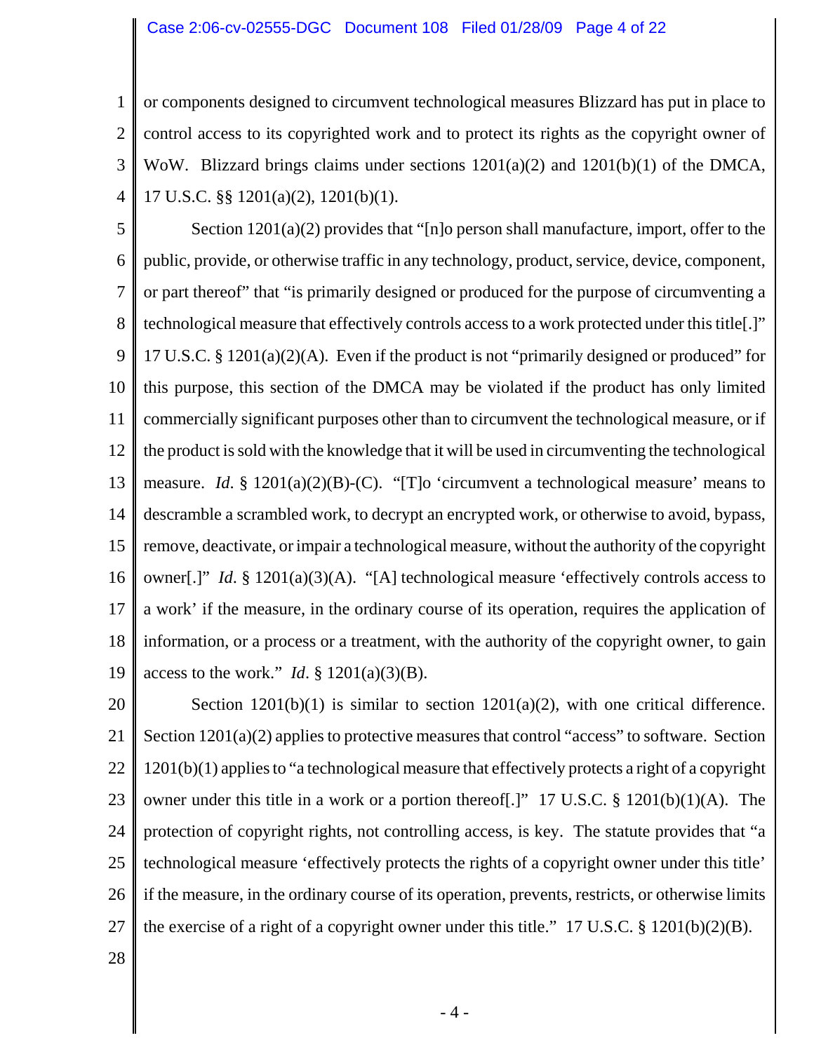or components designed to circumvent technological measures Blizzard has put in place to control access to its copyrighted work and to protect its rights as the copyright owner of WoW. Blizzard brings claims under sections 1201(a)(2) and 1201(b)(1) of the DMCA, 17 U.S.C. §§ 1201(a)(2), 1201(b)(1).

Section 1201(a)(2) provides that "[n]o person shall manufacture, import, offer to the public, provide, or otherwise traffic in any technology, product, service, device, component, or part thereof" that "is primarily designed or produced for the purpose of circumventing a technological measure that effectively controls access to a work protected under this title[.]" 17 U.S.C. § 1201(a)(2)(A). Even if the product is not "primarily designed or produced" for this purpose, this section of the DMCA may be violated if the product has only limited commercially significant purposes other than to circumvent the technological measure, or if the product is sold with the knowledge that it will be used in circumventing the technological measure. *Id*. § 1201(a)(2)(B)-(C). "[T]o 'circumvent a technological measure' means to descramble a scrambled work, to decrypt an encrypted work, or otherwise to avoid, bypass, remove, deactivate, or impair a technological measure, without the authority of the copyright owner[.]" *Id*. § 1201(a)(3)(A). "[A] technological measure 'effectively controls access to a work' if the measure, in the ordinary course of its operation, requires the application of information, or a process or a treatment, with the authority of the copyright owner, to gain access to the work." *Id*. § 1201(a)(3)(B).

Section 1201(b)(1) is similar to section 1201(a)(2), with one critical difference. Section 1201(a)(2) applies to protective measures that control "access" to software. Section 1201(b)(1) applies to "a technological measure that effectively protects a right of a copyright owner under this title in a work or a portion thereof[.]" 17 U.S.C. § 1201(b)(1)(A). The protection of copyright rights, not controlling access, is key. The statute provides that "a technological measure 'effectively protects the rights of a copyright owner under this title' if the measure, in the ordinary course of its operation, prevents, restricts, or otherwise limits the exercise of a right of a copyright owner under this title." 17 U.S.C. § 1201(b)(2)(B).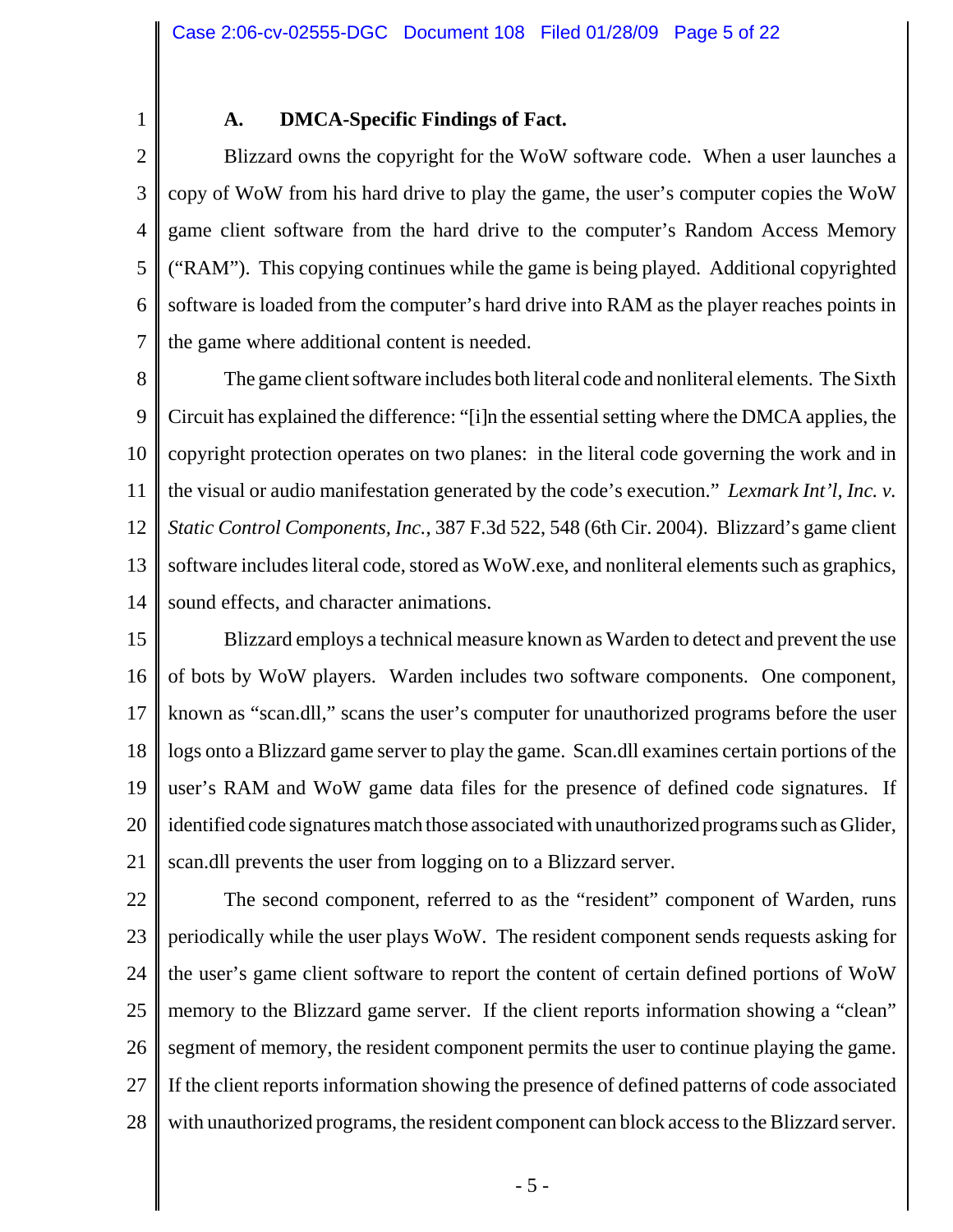### A. DMCA-Specific Findings of Fact.

Blizzard owns the copyright for the WoW software code. When a user launches a copy of WoW from his hard drive to play the game, the user's computer copies the WoW game client software from the hard drive to the computer's Random Access Memory ("RAM"). This copying continues while the game is being played. Additional copyrighted software is loaded from the computer's hard drive into RAM as the player reaches points in the game where additional content is needed.

The game client software includes both literal code and nonliteral elements. The Sixth Circuit has explained the difference: "[i]n the essential setting where the DMCA applies, the copyright protection operates on two planes: in the literal code governing the work and in the visual or audio manifestation generated by the code's execution." *Lexmark Int'l, Inc. v. Static Control Components, Inc.*, 387 F.3d 522, 548 (6th Cir. 2004). Blizzard's game client software includes literal code, stored as WoW.exe, and nonliteral elements such as graphics, sound effects, and character animations.

Blizzard employs a technical measure known as Warden to detect and prevent the use of bots by WoW players. Warden includes two software components. One component, known as "scan.dll," scans the user's computer for unauthorized programs before the user logs onto a Blizzard game server to play the game. Scan.dll examines certain portions of the user's RAM and WoW game data files for the presence of defined code signatures. If identified code signatures match those associated with unauthorized programs such as Glider, scan.dll prevents the user from logging on to a Blizzard server.

The second component, referred to as the "resident" component of Warden, runs periodically while the user plays WoW. The resident component sends requests asking for the user's game client software to report the content of certain defined portions of WoW memory to the Blizzard game server. If the client reports information showing a "clean" segment of memory, the resident component permits the user to continue playing the game. If the client reports information showing the presence of defined patterns of code associated with unauthorized programs, the resident component can block access to the Blizzard server.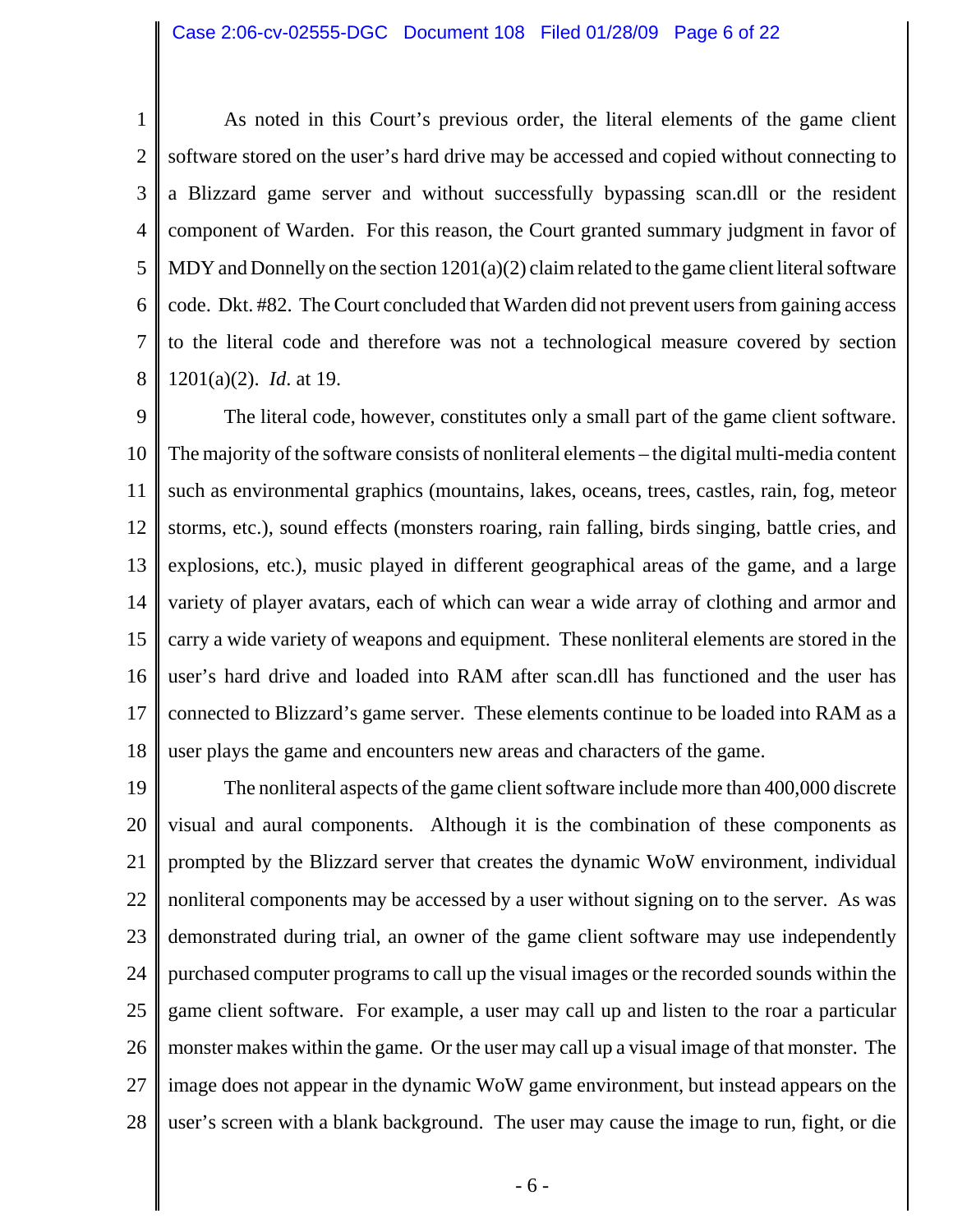As noted in this Court's previous order, the literal elements of the game client software stored on the user's hard drive may be accessed and copied without connecting to a Blizzard game server and without successfully bypassing scan.dll or the resident component of Warden. For this reason, the Court granted summary judgment in favor of MDY and Donnelly on the section 1201(a)(2) claim related to the game client literal software code. Dkt. #82. The Court concluded that Warden did not prevent users from gaining access to the literal code and therefore was not a technological measure covered by section 1201(a)(2). *Id.* at 19.

The literal code, however, constitutes only a small part of the game client software. The majority of the software consists of nonliteral elements – the digital multi-media content such as environmental graphics (mountains, lakes, oceans, trees, castles, rain, fog, meteor storms, etc.), sound effects (monsters roaring, rain falling, birds singing, battle cries, and explosions, etc.), music played in different geographical areas of the game, and a large variety of player avatars, each of which can wear a wide array of clothing and armor and carry a wide variety of weapons and equipment. These nonliteral elements are stored in the user's hard drive and loaded into RAM after scan.dll has functioned and the user has connected to Blizzard's game server. These elements continue to be loaded into RAM as a user plays the game and encounters new areas and characters of the game.

The nonliteral aspects of the game client software include more than 400,000 discrete visual and aural components. Although it is the combination of these components as prompted by the Blizzard server that creates the dynamic WoW environment, individual nonliteral components may be accessed by a user without signing on to the server. As was demonstrated during trial, an owner of the game client software may use independently purchased computer programs to call up the visual images or the recorded sounds within the game client software. For example, a user may call up and listen to the roar a particular monster makes within the game. Or the user may call up a visual image of that monster. The image does not appear in the dynamic WoW game environment, but instead appears on the user's screen with a blank background. The user may cause the image to run, fight, or die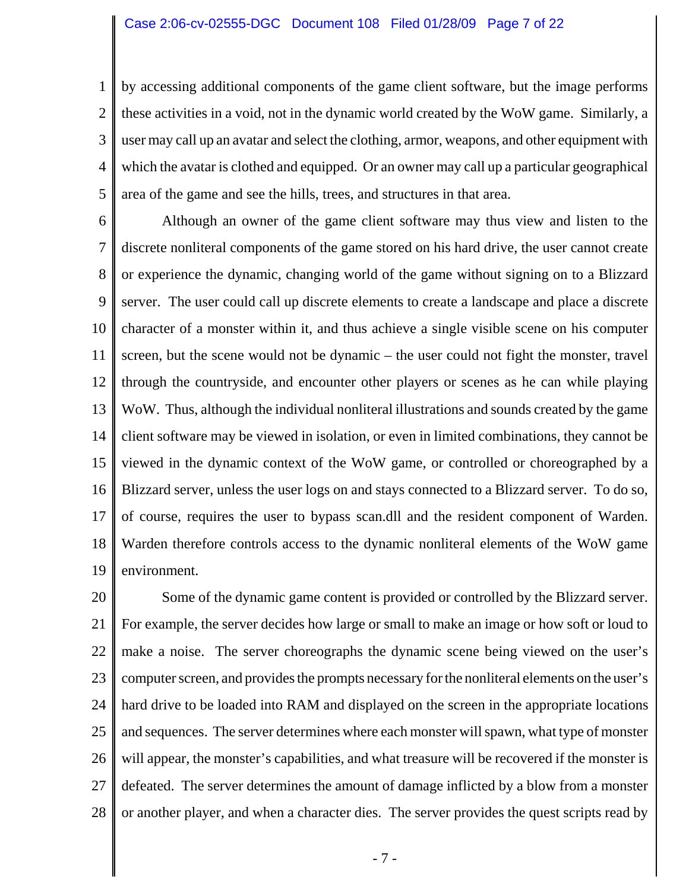by accessing additional components of the game client software, but the image performs these activities in a void, not in the dynamic world created by the WoW game. Similarly, a user may call up an avatar and select the clothing, armor, weapons, and other equipment with which the avatar is clothed and equipped. Or an owner may call up a particular geographical area of the game and see the hills, trees, and structures in that area.

Although an owner of the game client software may thus view and listen to the discrete nonliteral components of the game stored on his hard drive, the user cannot create or experience the dynamic, changing world of the game without signing on to a Blizzard server. The user could call up discrete elements to create a landscape and place a discrete character of a monster within it, and thus achieve a single visible scene on his computer screen, but the scene would not be dynamic – the user could not fight the monster, travel through the countryside, and encounter other players or scenes as he can while playing WoW. Thus, although the individual nonliteral illustrations and sounds created by the game client software may be viewed in isolation, or even in limited combinations, they cannot be viewed in the dynamic context of the WoW game, or controlled or choreographed by a Blizzard server, unless the user logs on and stays connected to a Blizzard server. To do so, of course, requires the user to bypass scan.dll and the resident component of Warden. Warden therefore controls access to the dynamic nonliteral elements of the WoW game environment.

Some of the dynamic game content is provided or controlled by the Blizzard server. For example, the server decides how large or small to make an image or how soft or loud to make a noise. The server choreographs the dynamic scene being viewed on the user's computer screen, and provides the prompts necessary for the nonliteral elements on the user's hard drive to be loaded into RAM and displayed on the screen in the appropriate locations and sequences. The server determines where each monster will spawn, what type of monster will appear, the monster's capabilities, and what treasure will be recovered if the monster is defeated. The server determines the amount of damage inflicted by a blow from a monster or another player, and when a character dies. The server provides the quest scripts read by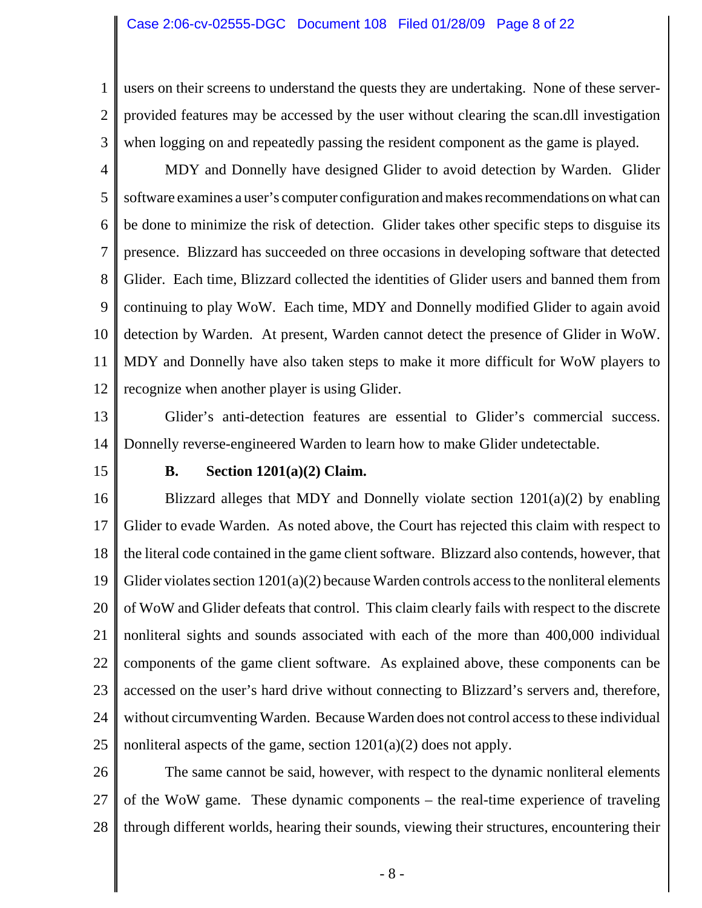users on their screens to understand the quests they are undertaking. None of these server-provided features may be accessed by the user without clearing the scan.dll investigation when logging on and repeatedly passing the resident component as the game is played.

MDY and Donnelly have designed Glider to avoid detection by Warden. Glider software examines a user's computer configuration and makes recommendations on what can be done to minimize the risk of detection. Glider takes other specific steps to disguise its presence. Blizzard has succeeded on three occasions in developing software that detected Glider. Each time, Blizzard collected the identities of Glider users and banned them from continuing to play WoW. Each time, MDY and Donnelly modified Glider to again avoid detection by Warden. At present, Warden cannot detect the presence of Glider in WoW. MDY and Donnelly have also taken steps to make it more difficult for WoW players to recognize when another player is using Glider.

Glider's anti-detection features are essential to Glider's commercial success. Donnelly reverse-engineered Warden to learn how to make Glider undetectable.

### B. Section 1201(a)(2) Claim.

Blizzard alleges that MDY and Donnelly violate section 1201(a)(2) by enabling Glider to evade Warden. As noted above, the Court has rejected this claim with respect to the literal code contained in the game client software. Blizzard also contends, however, that Glider violates section 1201(a)(2) because Warden controls access to the nonliteral elements of WoW and Glider defeats that control. This claim clearly fails with respect to the discrete nonliteral sights and sounds associated with each of the more than 400,000 individual components of the game client software. As explained above, these components can be accessed on the user's hard drive without connecting to Blizzard's servers and, therefore, without circumventing Warden. Because Warden does not control access to these individual nonliteral aspects of the game, section 1201(a)(2) does not apply.

The same cannot be said, however, with respect to the dynamic nonliteral elements of the WoW game. These dynamic components – the real-time experience of traveling through different worlds, hearing their sounds, viewing their structures, encountering their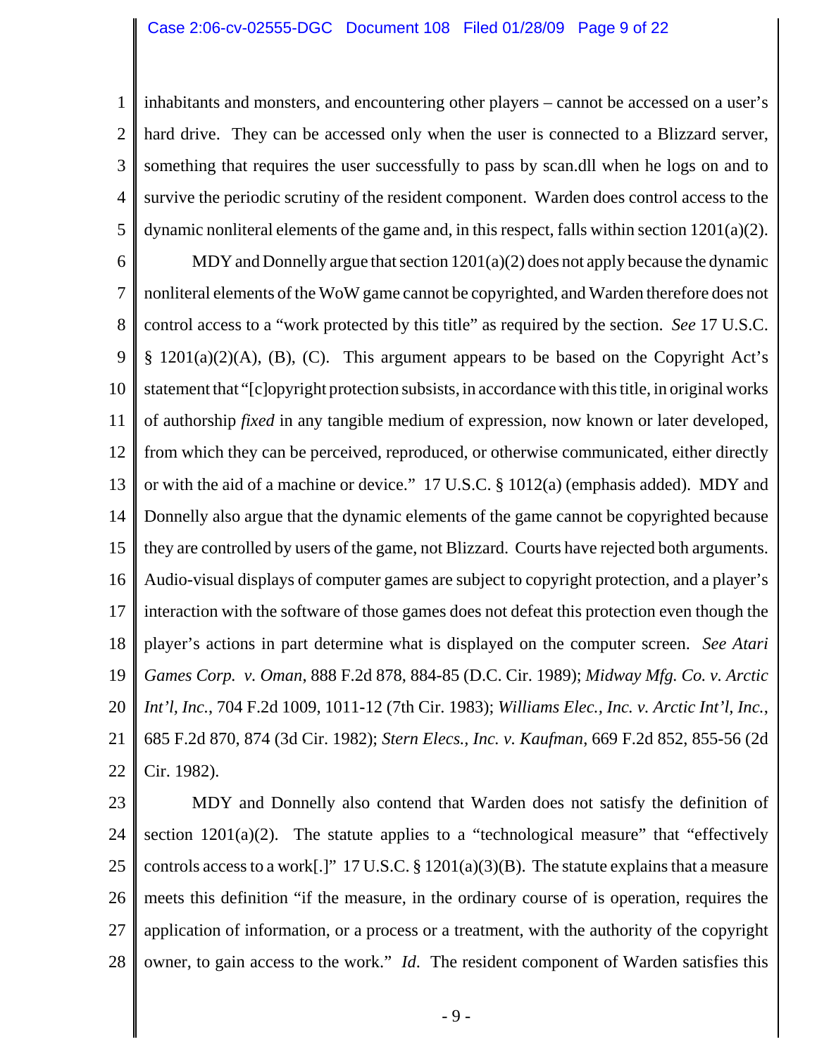inhabitants and monsters, and encountering other players – cannot be accessed on a user's hard drive. They can be accessed only when the user is connected to a Blizzard server, something that requires the user successfully to pass by scan.dll when he logs on and to survive the periodic scrutiny of the resident component. Warden does control access to the dynamic nonliteral elements of the game and, in this respect, falls within section 1201(a)(2).

MDY and Donnelly argue that section 1201(a)(2) does not apply because the dynamic nonliteral elements of the WoW game cannot be copyrighted, and Warden therefore does not control access to a "work protected by this title" as required by the section. *See* 17 U.S.C. § 1201(a)(2)(A), (B), (C). This argument appears to be based on the Copyright Act's statement that "[c]opyright protection subsists, in accordance with this title, in original works of authorship *fixed* in any tangible medium of expression, now known or later developed, from which they can be perceived, reproduced, or otherwise communicated, either directly or with the aid of a machine or device." 17 U.S.C. § 1012(a) (emphasis added). MDY and Donnelly also argue that the dynamic elements of the game cannot be copyrighted because they are controlled by users of the game, not Blizzard. Courts have rejected both arguments. Audio-visual displays of computer games are subject to copyright protection, and a player's interaction with the software of those games does not defeat this protection even though the player's actions in part determine what is displayed on the computer screen. *See Atari Games Corp. v. Oman*, 888 F.2d 878, 884-85 (D.C. Cir. 1989); *Midway Mfg. Co. v. Arctic Int'l, Inc.*, 704 F.2d 1009, 1011-12 (7th Cir. 1983); *Williams Elec., Inc. v. Arctic Int'l, Inc.*, 685 F.2d 870, 874 (3d Cir. 1982); *Stern Elecs., Inc. v. Kaufman*, 669 F.2d 852, 855-56 (2d Cir. 1982).

MDY and Donnelly also contend that Warden does not satisfy the definition of section 1201(a)(2). The statute applies to a "technological measure" that "effectively controls access to a work[.]" 17 U.S.C. § 1201(a)(3)(B). The statute explains that a measure meets this definition "if the measure, in the ordinary course of is operation, requires the application of information, or a process or a treatment, with the authority of the copyright owner, to gain access to the work." *Id*. The resident component of Warden satisfies this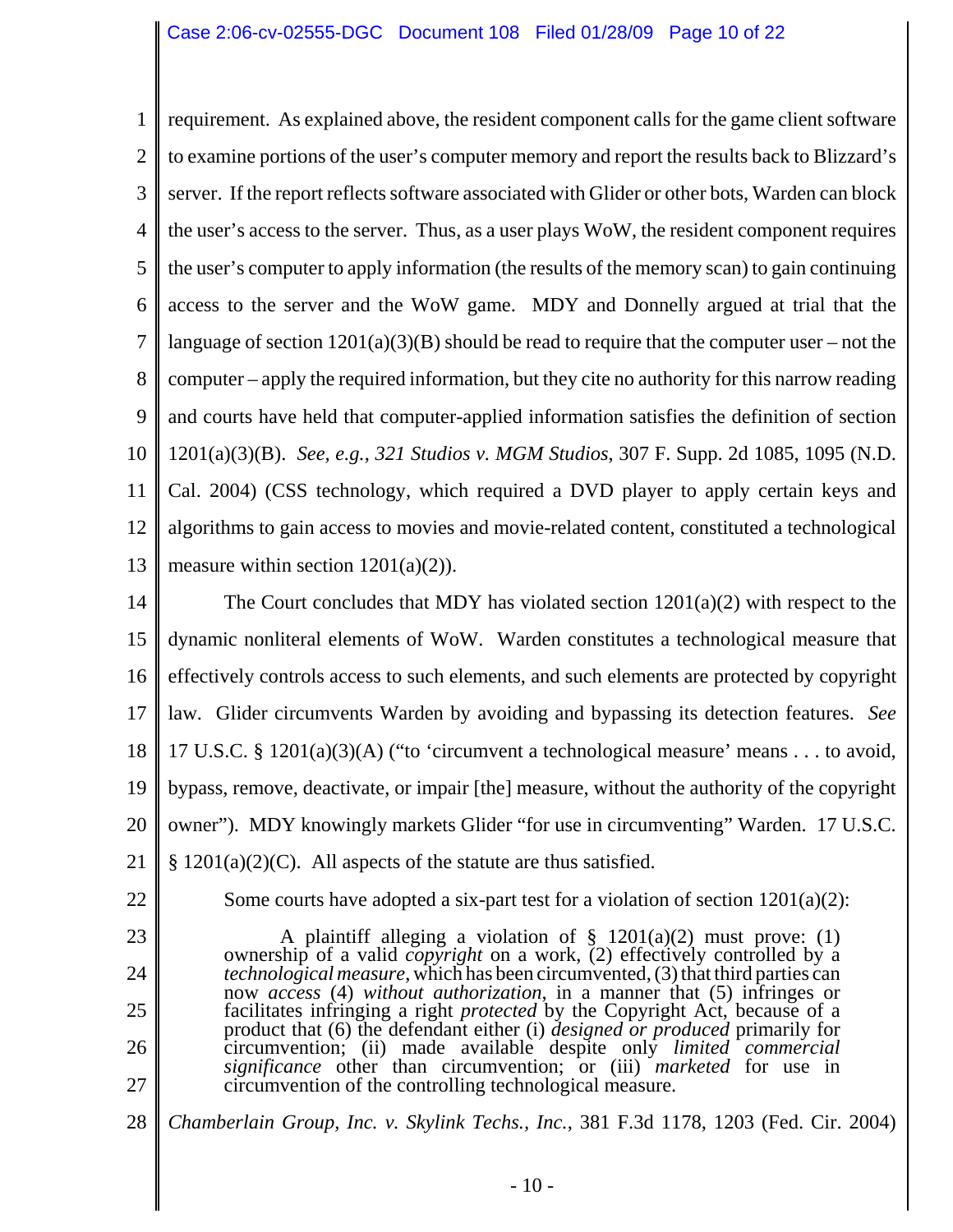requirement. As explained above, the resident component calls for the game client software to examine portions of the user's computer memory and report the results back to Blizzard's server. If the report reflects software associated with Glider or other bots, Warden can block the user's access to the server. Thus, as a user plays WoW, the resident component requires the user's computer to apply information (the results of the memory scan) to gain continuing access to the server and the WoW game. MDY and Donnelly argued at trial that the language of section 1201(a)(3)(B) should be read to require that the computer user – not the computer – apply the required information, but they cite no authority for this narrow reading and courts have held that computer-applied information satisfies the definition of section 1201(a)(3)(B). *See, e.g., 321 Studios v. MGM Studios*, 307 F. Supp. 2d 1085, 1095 (N.D. Cal. 2004) (CSS technology, which required a DVD player to apply certain keys and algorithms to gain access to movies and movie-related content, constituted a technological measure within section 1201(a)(2)).

The Court concludes that MDY has violated section 1201(a)(2) with respect to the dynamic nonliteral elements of WoW. Warden constitutes a technological measure that effectively controls access to such elements, and such elements are protected by copyright law. Glider circumvents Warden by avoiding and bypassing its detection features. *See* 17 U.S.C. § 1201(a)(3)(A) ("to 'circumvent a technological measure' means . . . to avoid, bypass, remove, deactivate, or impair [the] measure, without the authority of the copyright owner"). MDY knowingly markets Glider "for use in circumventing" Warden. 17 U.S.C. § 1201(a)(2)(C). All aspects of the statute are thus satisfied.

Some courts have adopted a six-part test for a violation of section 1201(a)(2):

> A plaintiff alleging a violation of § 1201(a)(2) must prove: (1) ownership of a valid *copyright* on a work, (2) effectively controlled by a *technological measure*, which has been circumvented, (3) that third parties can now *access* (4) *without authorization*, in a manner that (5) infringes or facilitates infringing a right *protected* by the Copyright Act, because of a product that (6) the defendant either (i) *designed or produced* primarily for circumvention; (ii) made available despite only *limited commercial significance* other than circumvention; or (iii) *marketed* for use in circumvention of the controlling technological measure.

*Chamberlain Group, Inc. v. Skylink Techs., Inc.*, 381 F.3d 1178, 1203 (Fed. Cir. 2004)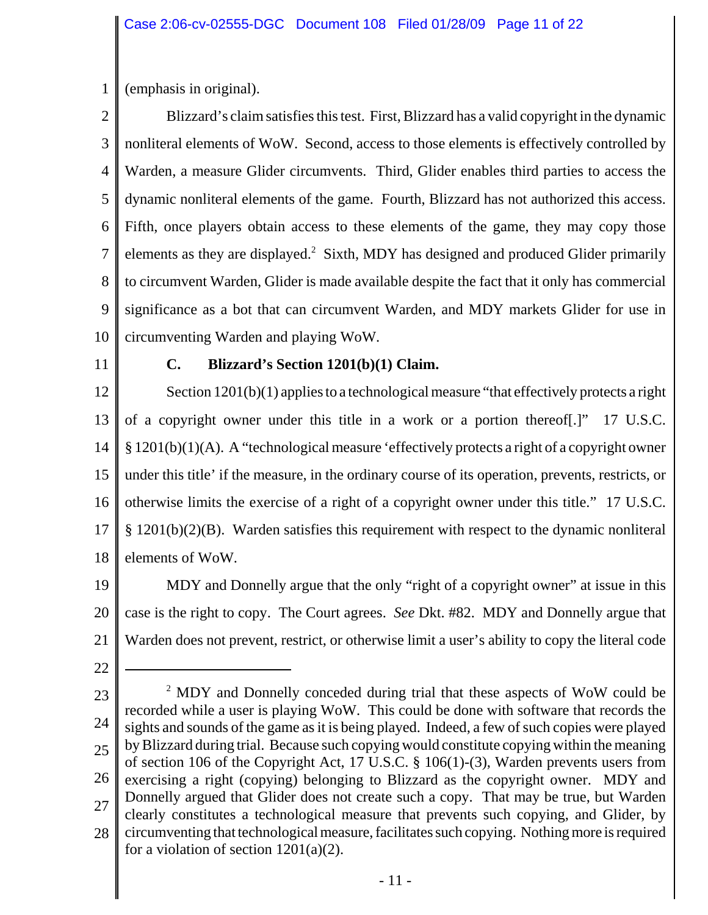(emphasis in original).

Blizzard's claim satisfies this test. First, Blizzard has a valid copyright in the dynamic nonliteral elements of WoW. Second, access to those elements is effectively controlled by Warden, a measure Glider circumvents. Third, Glider enables third parties to access the dynamic nonliteral elements of the game. Fourth, Blizzard has not authorized this access. Fifth, once players obtain access to these elements of the game, they may copy those elements as they are displayed.[2] Sixth, MDY has designed and produced Glider primarily to circumvent Warden, Glider is made available despite the fact that it only has commercial significance as a bot that can circumvent Warden, and MDY markets Glider for use in circumventing Warden and playing WoW.

### C. Blizzard's Section 1201(b)(1) Claim.

Section 1201(b)(1) applies to a technological measure "that effectively protects a right of a copyright owner under this title in a work or a portion thereof[.]" 17 U.S.C. § 1201(b)(1)(A). A "technological measure 'effectively protects a right of a copyright owner under this title' if the measure, in the ordinary course of its operation, prevents, restricts, or otherwise limits the exercise of a right of a copyright owner under this title." 17 U.S.C. § 1201(b)(2)(B). Warden satisfies this requirement with respect to the dynamic nonliteral elements of WoW.

MDY and Donnelly argue that the only "right of a copyright owner" at issue in this case is the right to copy. The Court agrees. *See* Dkt. #82. MDY and Donnelly argue that Warden does not prevent, restrict, or otherwise limit a user's ability to copy the literal code

---

[2] MDY and Donnelly conceded during trial that these aspects of WoW could be recorded while a user is playing WoW. This could be done with software that records the sights and sounds of the game as it is being played. Indeed, a few of such copies were played by Blizzard during trial. Because such copying would constitute copying within the meaning of section 106 of the Copyright Act, 17 U.S.C. § 106(1)-(3), Warden prevents users from exercising a right (copying) belonging to Blizzard as the copyright owner. MDY and Donnelly argued that Glider does not create such a copy. That may be true, but Warden clearly constitutes a technological measure that prevents such copying, and Glider, by circumventing that technological measure, facilitates such copying. Nothing more is required for a violation of section 1201(a)(2).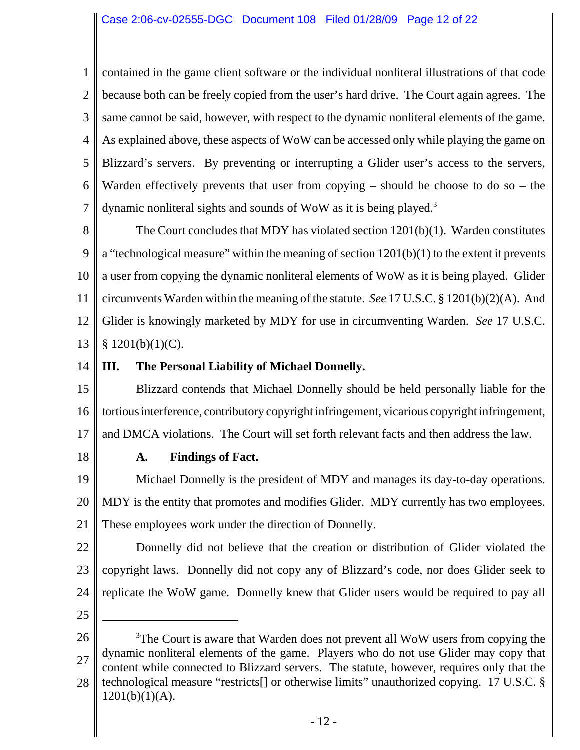contained in the game client software or the individual nonliteral illustrations of that code because both can be freely copied from the user's hard drive. The Court again agrees. The same cannot be said, however, with respect to the dynamic nonliteral elements of the game. As explained above, these aspects of WoW can be accessed only while playing the game on Blizzard's servers. By preventing or interrupting a Glider user's access to the servers, Warden effectively prevents that user from copying – should he choose to do so – the dynamic nonliteral sights and sounds of WoW as it is being played.[3]

The Court concludes that MDY has violated section 1201(b)(1). Warden constitutes a "technological measure" within the meaning of section 1201(b)(1) to the extent it prevents a user from copying the dynamic nonliteral elements of WoW as it is being played. Glider circumvents Warden within the meaning of the statute. *See* 17 U.S.C. § 1201(b)(2)(A). And Glider is knowingly marketed by MDY for use in circumventing Warden. *See* 17 U.S.C. § 1201(b)(1)(C).

## III. The Personal Liability of Michael Donnelly.

Blizzard contends that Michael Donnelly should be held personally liable for the tortious interference, contributory copyright infringement, vicarious copyright infringement, and DMCA violations. The Court will set forth relevant facts and then address the law.

### A. Findings of Fact.

Michael Donnelly is the president of MDY and manages its day-to-day operations. MDY is the entity that promotes and modifies Glider. MDY currently has two employees. These employees work under the direction of Donnelly.

Donnelly did not believe that the creation or distribution of Glider violated the copyright laws. Donnelly did not copy any of Blizzard's code, nor does Glider seek to replicate the WoW game. Donnelly knew that Glider users would be required to pay all

---

[3]The Court is aware that Warden does not prevent all WoW users from copying the dynamic nonliteral elements of the game. Players who do not use Glider may copy that content while connected to Blizzard servers. The statute, however, requires only that the technological measure "restricts[] or otherwise limits" unauthorized copying. 17 U.S.C. § 1201(b)(1)(A).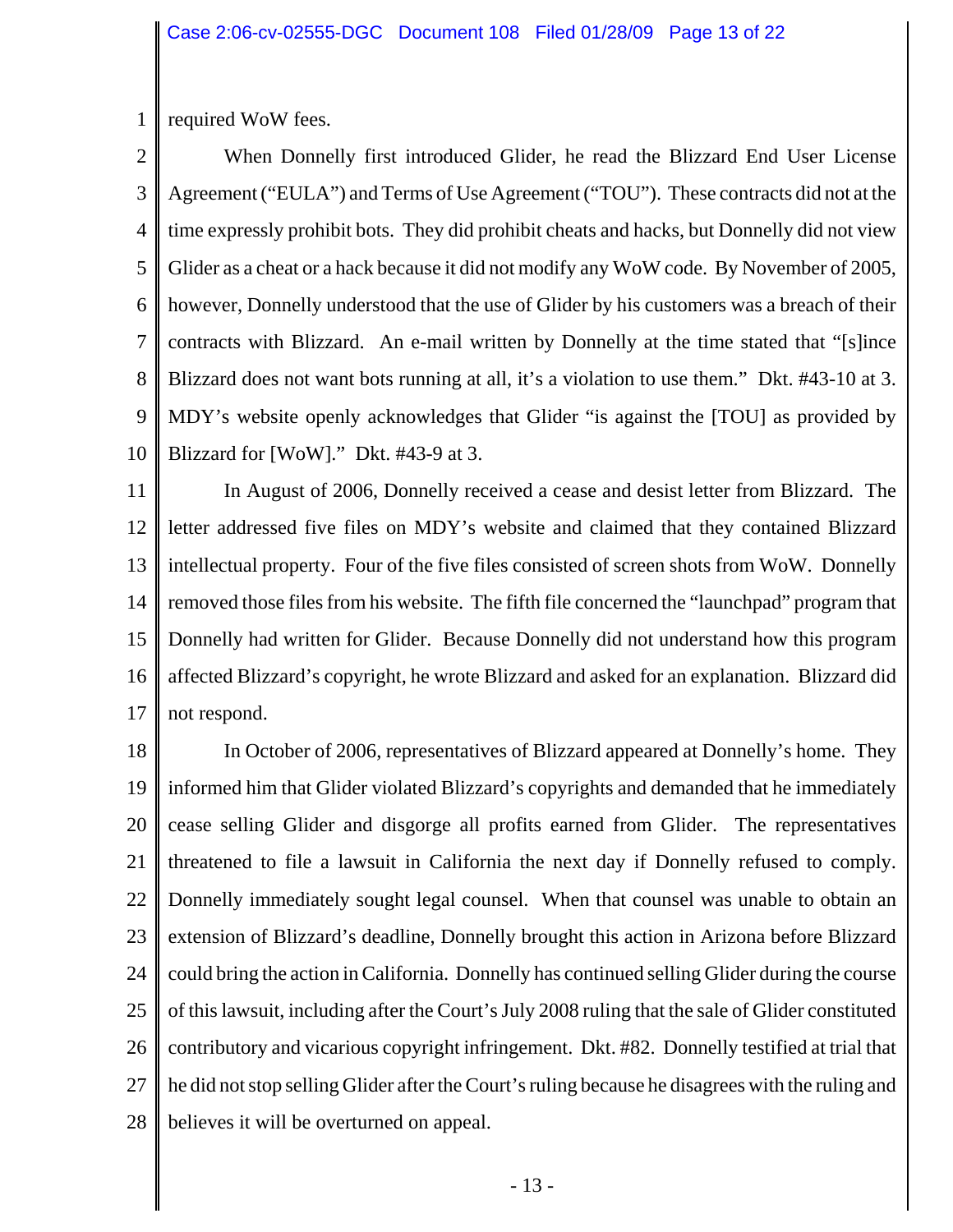required WoW fees.

When Donnelly first introduced Glider, he read the Blizzard End User License Agreement ("EULA") and Terms of Use Agreement ("TOU"). These contracts did not at the time expressly prohibit bots. They did prohibit cheats and hacks, but Donnelly did not view Glider as a cheat or a hack because it did not modify any WoW code. By November of 2005, however, Donnelly understood that the use of Glider by his customers was a breach of their contracts with Blizzard. An e-mail written by Donnelly at the time stated that "[s]ince Blizzard does not want bots running at all, it's a violation to use them." Dkt. #43-10 at 3. MDY's website openly acknowledges that Glider "is against the [TOU] as provided by Blizzard for [WoW]." Dkt. #43-9 at 3.

In August of 2006, Donnelly received a cease and desist letter from Blizzard. The letter addressed five files on MDY's website and claimed that they contained Blizzard intellectual property. Four of the five files consisted of screen shots from WoW. Donnelly removed those files from his website. The fifth file concerned the "launchpad" program that Donnelly had written for Glider. Because Donnelly did not understand how this program affected Blizzard's copyright, he wrote Blizzard and asked for an explanation. Blizzard did not respond.

In October of 2006, representatives of Blizzard appeared at Donnelly's home. They informed him that Glider violated Blizzard's copyrights and demanded that he immediately cease selling Glider and disgorge all profits earned from Glider. The representatives threatened to file a lawsuit in California the next day if Donnelly refused to comply. Donnelly immediately sought legal counsel. When that counsel was unable to obtain an extension of Blizzard's deadline, Donnelly brought this action in Arizona before Blizzard could bring the action in California. Donnelly has continued selling Glider during the course of this lawsuit, including after the Court's July 2008 ruling that the sale of Glider constituted contributory and vicarious copyright infringement. Dkt. #82. Donnelly testified at trial that he did not stop selling Glider after the Court's ruling because he disagrees with the ruling and believes it will be overturned on appeal.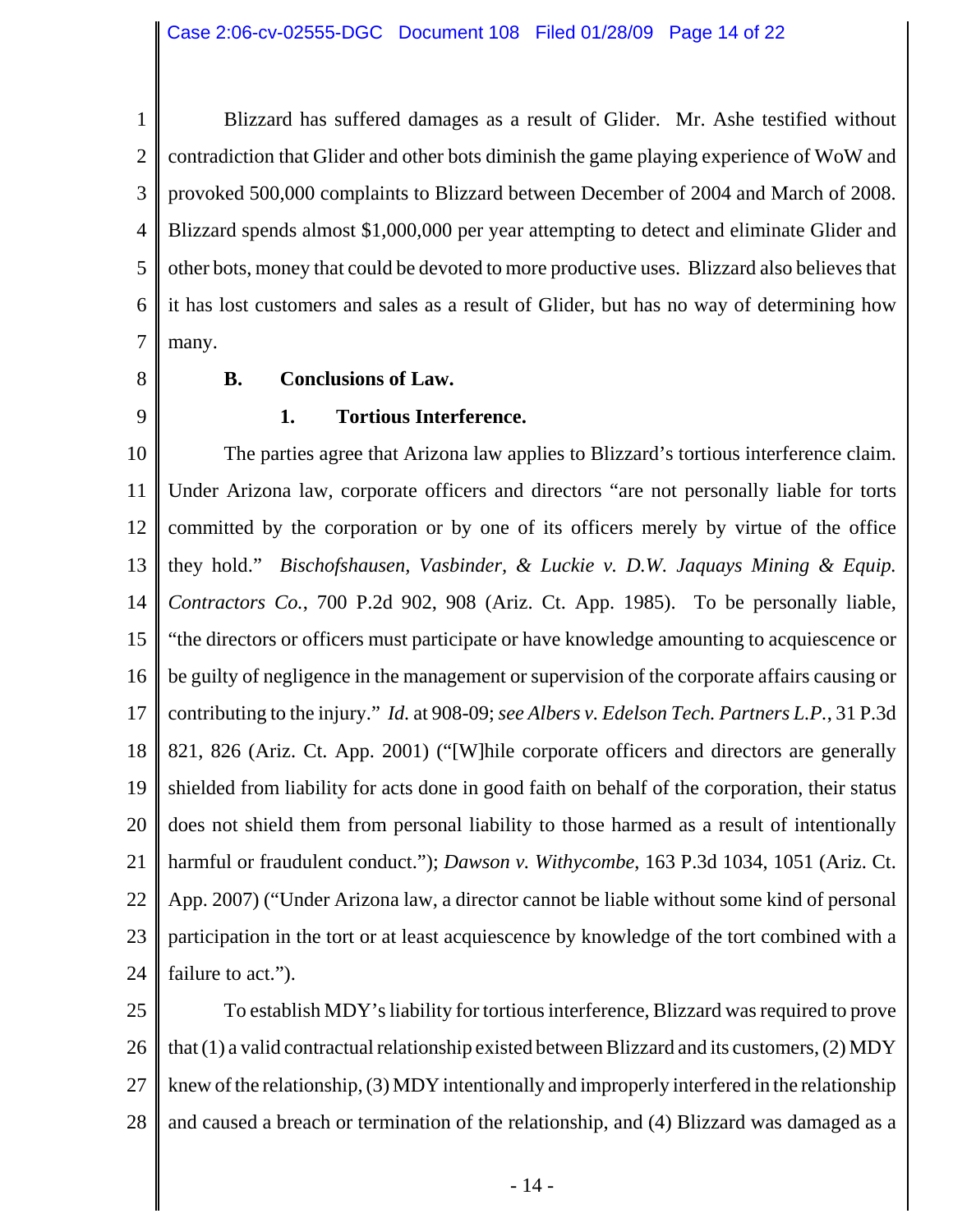Blizzard has suffered damages as a result of Glider. Mr. Ashe testified without contradiction that Glider and other bots diminish the game playing experience of WoW and provoked 500,000 complaints to Blizzard between December of 2004 and March of 2008. Blizzard spends almost $1,000,000 per year attempting to detect and eliminate Glider and other bots, money that could be devoted to more productive uses. Blizzard also believes that it has lost customers and sales as a result of Glider, but has no way of determining how many.

### B. Conclusions of Law.

#### 1. Tortious Interference.

The parties agree that Arizona law applies to Blizzard's tortious interference claim. Under Arizona law, corporate officers and directors "are not personally liable for torts committed by the corporation or by one of its officers merely by virtue of the office they hold." *Bischofshausen, Vasbinder, & Luckie v. D.W. Jaquays Mining & Equip. Contractors Co.*, 700 P.2d 902, 908 (Ariz. Ct. App. 1985). To be personally liable, "the directors or officers must participate or have knowledge amounting to acquiescence or be guilty of negligence in the management or supervision of the corporate affairs causing or contributing to the injury." *Id.* at 908-09; *see Albers v. Edelson Tech. Partners L.P.*, 31 P.3d 821, 826 (Ariz. Ct. App. 2001) ("[W]hile corporate officers and directors are generally shielded from liability for acts done in good faith on behalf of the corporation, their status does not shield them from personal liability to those harmed as a result of intentionally harmful or fraudulent conduct."); *Dawson v. Withycombe*, 163 P.3d 1034, 1051 (Ariz. Ct. App. 2007) ("Under Arizona law, a director cannot be liable without some kind of personal participation in the tort or at least acquiescence by knowledge of the tort combined with a failure to act.").

To establish MDY's liability for tortious interference, Blizzard was required to prove that (1) a valid contractual relationship existed between Blizzard and its customers, (2) MDY knew of the relationship, (3) MDY intentionally and improperly interfered in the relationship and caused a breach or termination of the relationship, and (4) Blizzard was damaged as a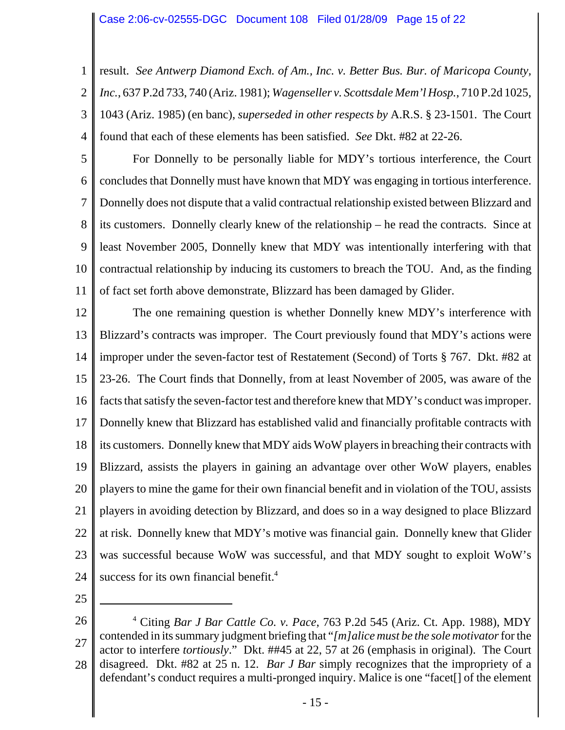result. *See Antwerp Diamond Exch. of Am., Inc. v. Better Bus. Bur. of Maricopa County, Inc.*, 637 P.2d 733, 740 (Ariz. 1981); *Wagenseller v. Scottsdale Mem'l Hosp.*, 710 P.2d 1025, 1043 (Ariz. 1985) (en banc), *superseded in other respects by* A.R.S. § 23-1501. The Court found that each of these elements has been satisfied. *See* Dkt. #82 at 22-26.

For Donnelly to be personally liable for MDY's tortious interference, the Court concludes that Donnelly must have known that MDY was engaging in tortious interference. Donnelly does not dispute that a valid contractual relationship existed between Blizzard and its customers. Donnelly clearly knew of the relationship – he read the contracts. Since at least November 2005, Donnelly knew that MDY was intentionally interfering with that contractual relationship by inducing its customers to breach the TOU. And, as the finding of fact set forth above demonstrate, Blizzard has been damaged by Glider.

The one remaining question is whether Donnelly knew MDY's interference with Blizzard's contracts was improper. The Court previously found that MDY's actions were improper under the seven-factor test of Restatement (Second) of Torts § 767. Dkt. #82 at 23-26. The Court finds that Donnelly, from at least November of 2005, was aware of the facts that satisfy the seven-factor test and therefore knew that MDY's conduct was improper. Donnelly knew that Blizzard has established valid and financially profitable contracts with its customers. Donnelly knew that MDY aids WoW players in breaching their contracts with Blizzard, assists the players in gaining an advantage over other WoW players, enables players to mine the game for their own financial benefit and in violation of the TOU, assists players in avoiding detection by Blizzard, and does so in a way designed to place Blizzard at risk. Donnelly knew that MDY's motive was financial gain. Donnelly knew that Glider was successful because WoW was successful, and that MDY sought to exploit WoW's success for its own financial benefit.[4]

---

[4] Citing *Bar J Bar Cattle Co. v. Pace*, 763 P.2d 545 (Ariz. Ct. App. 1988), MDY contended in its summary judgment briefing that "*[m]alice must be the sole motivator* for the actor to interfere *tortiously*." Dkt. ##45 at 22, 57 at 26 (emphasis in original). The Court disagreed. Dkt. #82 at 25 n. 12. *Bar J Bar* simply recognizes that the impropriety of a defendant's conduct requires a multi-pronged inquiry. Malice is one "facet[] of the element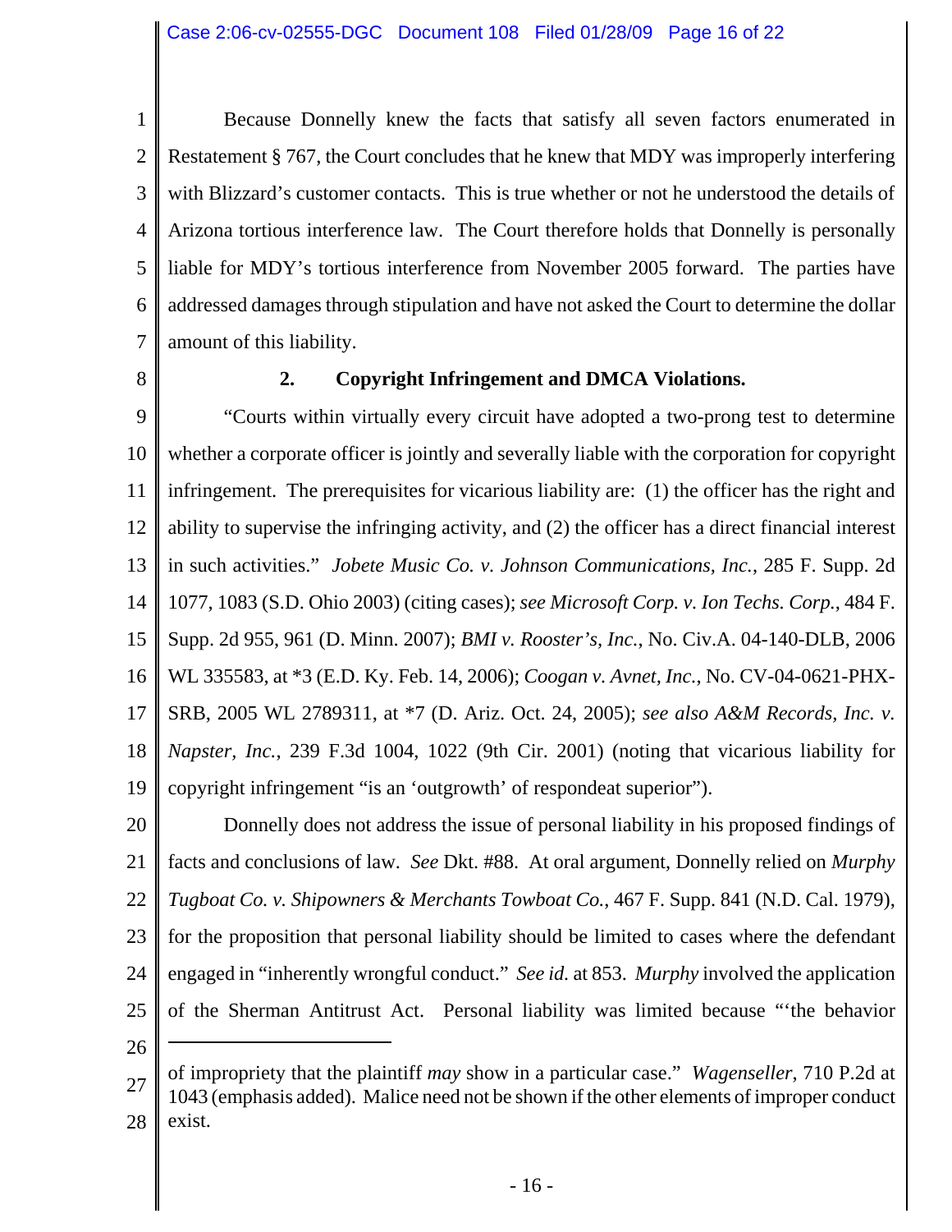Because Donnelly knew the facts that satisfy all seven factors enumerated in Restatement § 767, the Court concludes that he knew that MDY was improperly interfering with Blizzard's customer contacts. This is true whether or not he understood the details of Arizona tortious interference law. The Court therefore holds that Donnelly is personally liable for MDY's tortious interference from November 2005 forward. The parties have addressed damages through stipulation and have not asked the Court to determine the dollar amount of this liability.

### 2. Copyright Infringement and DMCA Violations.

"Courts within virtually every circuit have adopted a two-prong test to determine whether a corporate officer is jointly and severally liable with the corporation for copyright infringement. The prerequisites for vicarious liability are: (1) the officer has the right and ability to supervise the infringing activity, and (2) the officer has a direct financial interest in such activities." *Jobete Music Co. v. Johnson Communications, Inc.*, 285 F. Supp. 2d 1077, 1083 (S.D. Ohio 2003) (citing cases); *see Microsoft Corp. v. Ion Techs. Corp.*, 484 F. Supp. 2d 955, 961 (D. Minn. 2007); *BMI v. Rooster's, Inc.*, No. Civ.A. 04-140-DLB, 2006 WL 335583, at *3 (E.D. Ky. Feb. 14, 2006); *Coogan v. Avnet, Inc.*, No. CV-04-0621-PHX-SRB, 2005 WL 2789311, at *7 (D. Ariz. Oct. 24, 2005); *see also A&M Records, Inc. v. Napster, Inc.*, 239 F.3d 1004, 1022 (9th Cir. 2001) (noting that vicarious liability for copyright infringement "is an 'outgrowth' of respondeat superior").

Donnelly does not address the issue of personal liability in his proposed findings of facts and conclusions of law. *See* Dkt. #88. At oral argument, Donnelly relied on *Murphy Tugboat Co. v. Shipowners & Merchants Towboat Co.*, 467 F. Supp. 841 (N.D. Cal. 1979), for the proposition that personal liability should be limited to cases where the defendant engaged in "inherently wrongful conduct." *See id.* at 853. *Murphy* involved the application of the Sherman Antitrust Act. Personal liability was limited because "'the behavior

---

of impropriety that the plaintiff *may* show in a particular case." *Wagenseller*, 710 P.2d at 1043 (emphasis added). Malice need not be shown if the other elements of improper conduct exist.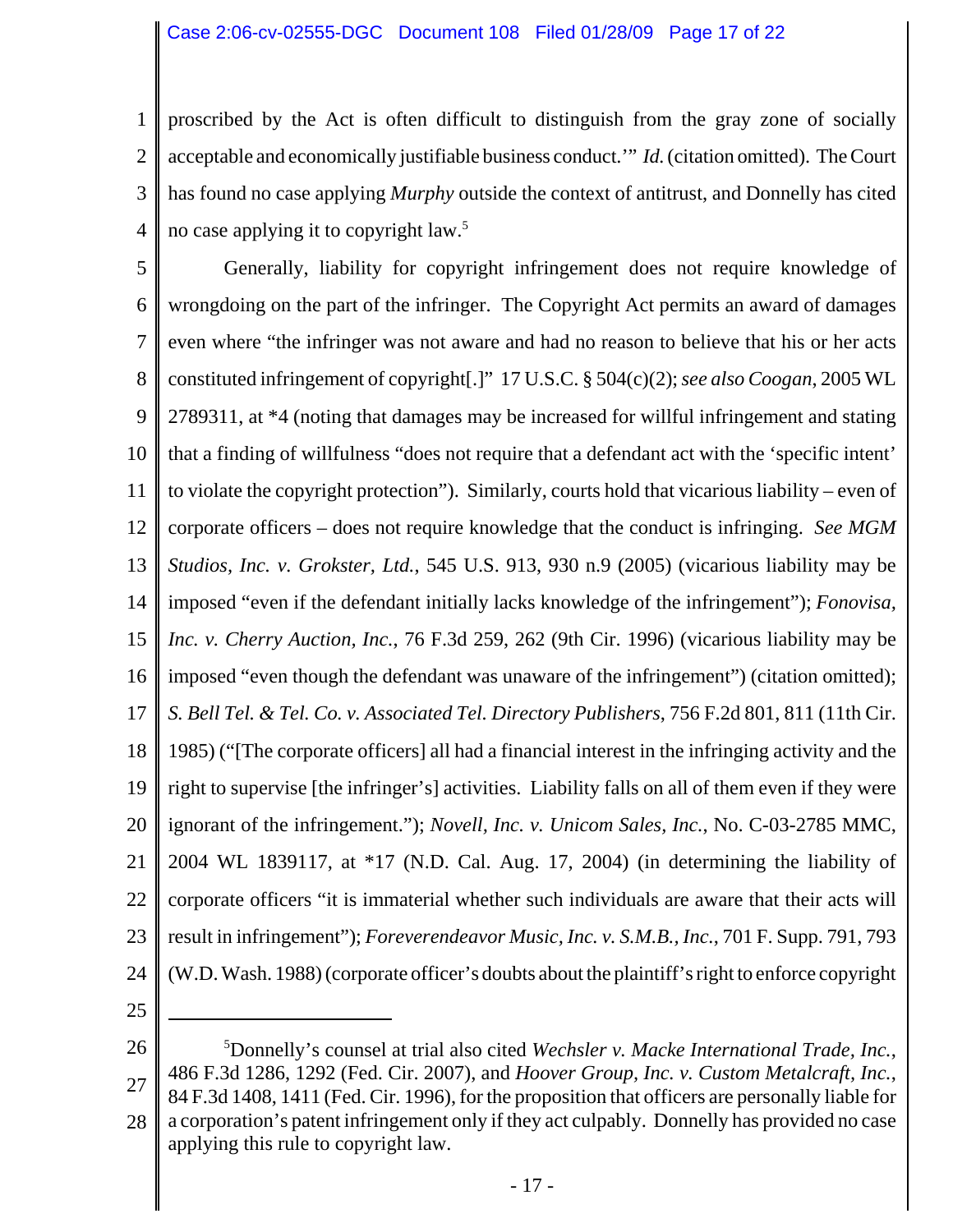proscribed by the Act is often difficult to distinguish from the gray zone of socially acceptable and economically justifiable business conduct.'" *Id.* (citation omitted). The Court has found no case applying *Murphy* outside the context of antitrust, and Donnelly has cited no case applying it to copyright law.[5]

Generally, liability for copyright infringement does not require knowledge of wrongdoing on the part of the infringer. The Copyright Act permits an award of damages even where "the infringer was not aware and had no reason to believe that his or her acts constituted infringement of copyright[.]" 17 U.S.C. § 504(c)(2); *see also Coogan*, 2005 WL 2789311, at *4 (noting that damages may be increased for willful infringement and stating that a finding of willfulness "does not require that a defendant act with the 'specific intent' to violate the copyright protection"). Similarly, courts hold that vicarious liability – even of corporate officers – does not require knowledge that the conduct is infringing. *See MGM Studios, Inc. v. Grokster, Ltd.*, 545 U.S. 913, 930 n.9 (2005) (vicarious liability may be imposed "even if the defendant initially lacks knowledge of the infringement"); *Fonovisa, Inc. v. Cherry Auction, Inc.*, 76 F.3d 259, 262 (9th Cir. 1996) (vicarious liability may be imposed "even though the defendant was unaware of the infringement") (citation omitted); *S. Bell Tel. & Tel. Co. v. Associated Tel. Directory Publishers*, 756 F.2d 801, 811 (11th Cir. 1985) ("[The corporate officers] all had a financial interest in the infringing activity and the right to supervise [the infringer's] activities. Liability falls on all of them even if they were ignorant of the infringement."); *Novell, Inc. v. Unicom Sales, Inc.*, No. C-03-2785 MMC, 2004 WL 1839117, at *17 (N.D. Cal. Aug. 17, 2004) (in determining the liability of corporate officers "it is immaterial whether such individuals are aware that their acts will result in infringement"); *Foreverendeavor Music, Inc. v. S.M.B., Inc.*, 701 F. Supp. 791, 793 (W.D. Wash. 1988) (corporate officer's doubts about the plaintiff's right to enforce copyright

---

[5]Donnelly's counsel at trial also cited *Wechsler v. Macke International Trade, Inc.*, 486 F.3d 1286, 1292 (Fed. Cir. 2007), and *Hoover Group, Inc. v. Custom Metalcraft, Inc.*, 84 F.3d 1408, 1411 (Fed. Cir. 1996), for the proposition that officers are personally liable for a corporation's patent infringement only if they act culpably. Donnelly has provided no case applying this rule to copyright law.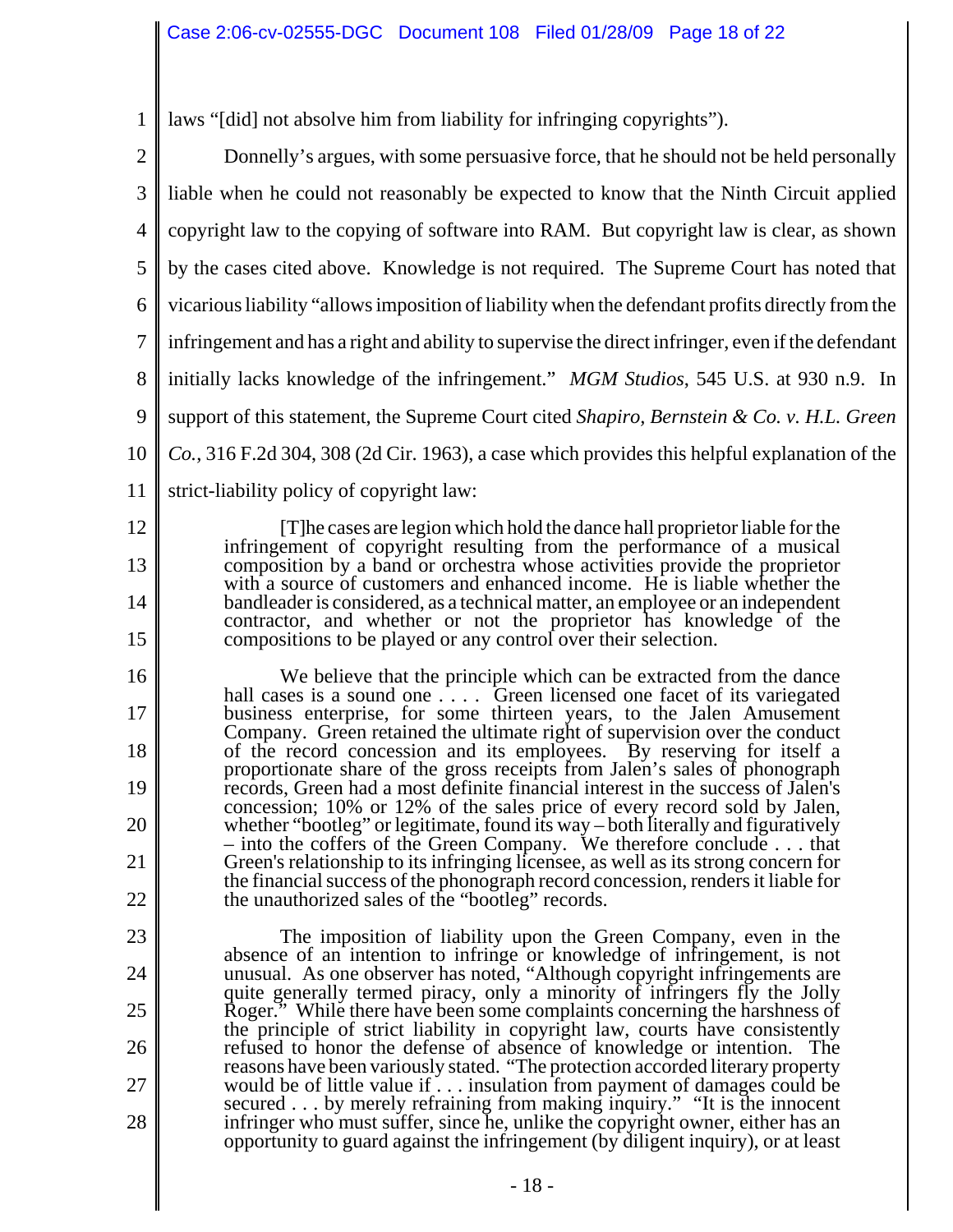laws "[did] not absolve him from liability for infringing copyrights").

Donnelly's argues, with some persuasive force, that he should not be held personally liable when he could not reasonably be expected to know that the Ninth Circuit applied copyright law to the copying of software into RAM. But copyright law is clear, as shown by the cases cited above. Knowledge is not required. The Supreme Court has noted that vicarious liability "allows imposition of liability when the defendant profits directly from the infringement and has a right and ability to supervise the direct infringer, even if the defendant initially lacks knowledge of the infringement." *MGM Studios*, 545 U.S. at 930 n.9. In support of this statement, the Supreme Court cited *Shapiro, Bernstein & Co. v. H.L. Green Co.*, 316 F.2d 304, 308 (2d Cir. 1963), a case which provides this helpful explanation of the strict-liability policy of copyright law:

> [T]he cases are legion which hold the dance hall proprietor liable for the infringement of copyright resulting from the performance of a musical composition by a band or orchestra whose activities provide the proprietor with a source of customers and enhanced income. He is liable whether the bandleader is considered, as a technical matter, an employee or an independent contractor, and whether or not the proprietor has knowledge of the compositions to be played or any control over their selection.
>
> We believe that the principle which can be extracted from the dance hall cases is a sound one . . . . Green licensed one facet of its variegated business enterprise, for some thirteen years, to the Jalen Amusement Company. Green retained the ultimate right of supervision over the conduct of the record concession and its employees. By reserving for itself a proportionate share of the gross receipts from Jalen's sales of phonograph records, Green had a most definite financial interest in the success of Jalen's concession; 10% or 12% of the sales price of every record sold by Jalen, whether "bootleg" or legitimate, found its way – both literally and figuratively – into the coffers of the Green Company. We therefore conclude . . . that Green's relationship to its infringing licensee, as well as its strong concern for the financial success of the phonograph record concession, renders it liable for the unauthorized sales of the "bootleg" records.
>
> The imposition of liability upon the Green Company, even in the absence of an intention to infringe or knowledge of infringement, is not unusual. As one observer has noted, "Although copyright infringements are quite generally termed piracy, only a minority of infringers fly the Jolly Roger." While there have been some complaints concerning the harshness of the principle of strict liability in copyright law, courts have consistently refused to honor the defense of absence of knowledge or intention. The reasons have been variously stated. "The protection accorded literary property would be of little value if . . . insulation from payment of damages could be secured . . . by merely refraining from making inquiry." "It is the innocent infringer who must suffer, since he, unlike the copyright owner, either has an opportunity to guard against the infringement (by diligent inquiry), or at least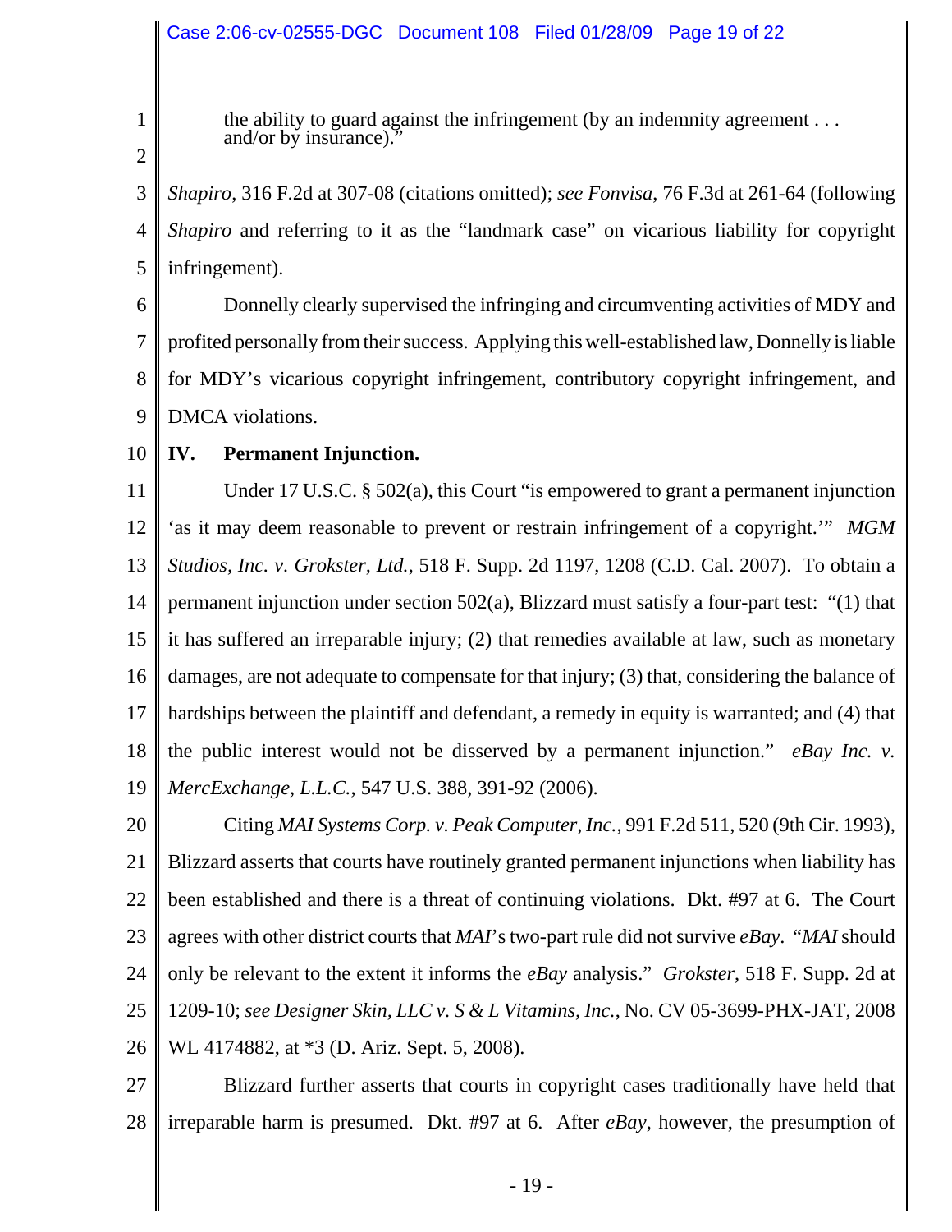> the ability to guard against the infringement (by an indemnity agreement . . . and/or by insurance)."

*Shapiro*, 316 F.2d at 307-08 (citations omitted); *see Fonvisa*, 76 F.3d at 261-64 (following *Shapiro* and referring to it as the "landmark case" on vicarious liability for copyright infringement).

Donnelly clearly supervised the infringing and circumventing activities of MDY and profited personally from their success. Applying this well-established law, Donnelly is liable for MDY's vicarious copyright infringement, contributory copyright infringement, and DMCA violations.

## IV. Permanent Injunction.

Under 17 U.S.C. § 502(a), this Court "is empowered to grant a permanent injunction 'as it may deem reasonable to prevent or restrain infringement of a copyright.'" *MGM Studios, Inc. v. Grokster, Ltd.*, 518 F. Supp. 2d 1197, 1208 (C.D. Cal. 2007). To obtain a permanent injunction under section 502(a), Blizzard must satisfy a four-part test: "(1) that it has suffered an irreparable injury; (2) that remedies available at law, such as monetary damages, are not adequate to compensate for that injury; (3) that, considering the balance of hardships between the plaintiff and defendant, a remedy in equity is warranted; and (4) that the public interest would not be disserved by a permanent injunction." *eBay Inc. v. MercExchange, L.L.C.*, 547 U.S. 388, 391-92 (2006).

Citing *MAI Systems Corp. v. Peak Computer, Inc.*, 991 F.2d 511, 520 (9th Cir. 1993), Blizzard asserts that courts have routinely granted permanent injunctions when liability has been established and there is a threat of continuing violations. Dkt. #97 at 6. The Court agrees with other district courts that *MAI*'s two-part rule did not survive *eBay*. "*MAI* should only be relevant to the extent it informs the *eBay* analysis." *Grokster*, 518 F. Supp. 2d at 1209-10; *see Designer Skin, LLC v. S & L Vitamins, Inc.*, No. CV 05-3699-PHX-JAT, 2008 WL 4174882, at *3 (D. Ariz. Sept. 5, 2008).

Blizzard further asserts that courts in copyright cases traditionally have held that irreparable harm is presumed. Dkt. #97 at 6. After *eBay*, however, the presumption of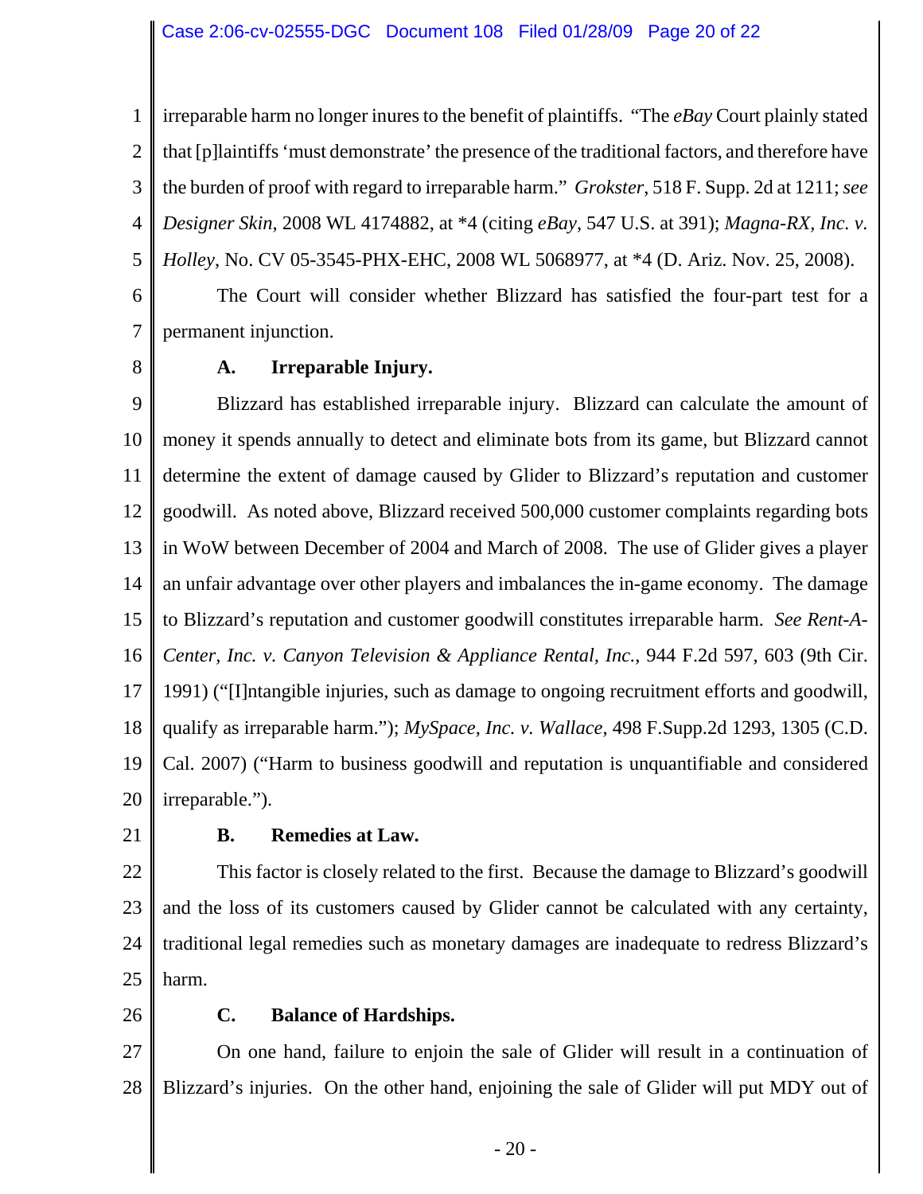irreparable harm no longer inures to the benefit of plaintiffs. "The *eBay* Court plainly stated that [p]laintiffs 'must demonstrate' the presence of the traditional factors, and therefore have the burden of proof with regard to irreparable harm." *Grokster*, 518 F. Supp. 2d at 1211; *see Designer Skin*, 2008 WL 4174882, at *4 (citing *eBay*, 547 U.S. at 391); *Magna-RX, Inc. v. Holley*, No. CV 05-3545-PHX-EHC, 2008 WL 5068977, at *4 (D. Ariz. Nov. 25, 2008).

The Court will consider whether Blizzard has satisfied the four-part test for a permanent injunction.

**A. Irreparable Injury.**

Blizzard has established irreparable injury. Blizzard can calculate the amount of money it spends annually to detect and eliminate bots from its game, but Blizzard cannot determine the extent of damage caused by Glider to Blizzard's reputation and customer goodwill. As noted above, Blizzard received 500,000 customer complaints regarding bots in WoW between December of 2004 and March of 2008. The use of Glider gives a player an unfair advantage over other players and imbalances the in-game economy. The damage to Blizzard's reputation and customer goodwill constitutes irreparable harm. *See Rent-A-Center, Inc. v. Canyon Television & Appliance Rental, Inc.*, 944 F.2d 597, 603 (9th Cir. 1991) ("[I]ntangible injuries, such as damage to ongoing recruitment efforts and goodwill, qualify as irreparable harm."); *MySpace, Inc. v. Wallace*, 498 F.Supp.2d 1293, 1305 (C.D. Cal. 2007) ("Harm to business goodwill and reputation is unquantifiable and considered irreparable.").

**B. Remedies at Law.**

This factor is closely related to the first. Because the damage to Blizzard's goodwill and the loss of its customers caused by Glider cannot be calculated with any certainty, traditional legal remedies such as monetary damages are inadequate to redress Blizzard's harm.

**C. Balance of Hardships.**

On one hand, failure to enjoin the sale of Glider will result in a continuation of Blizzard's injuries. On the other hand, enjoining the sale of Glider will put MDY out of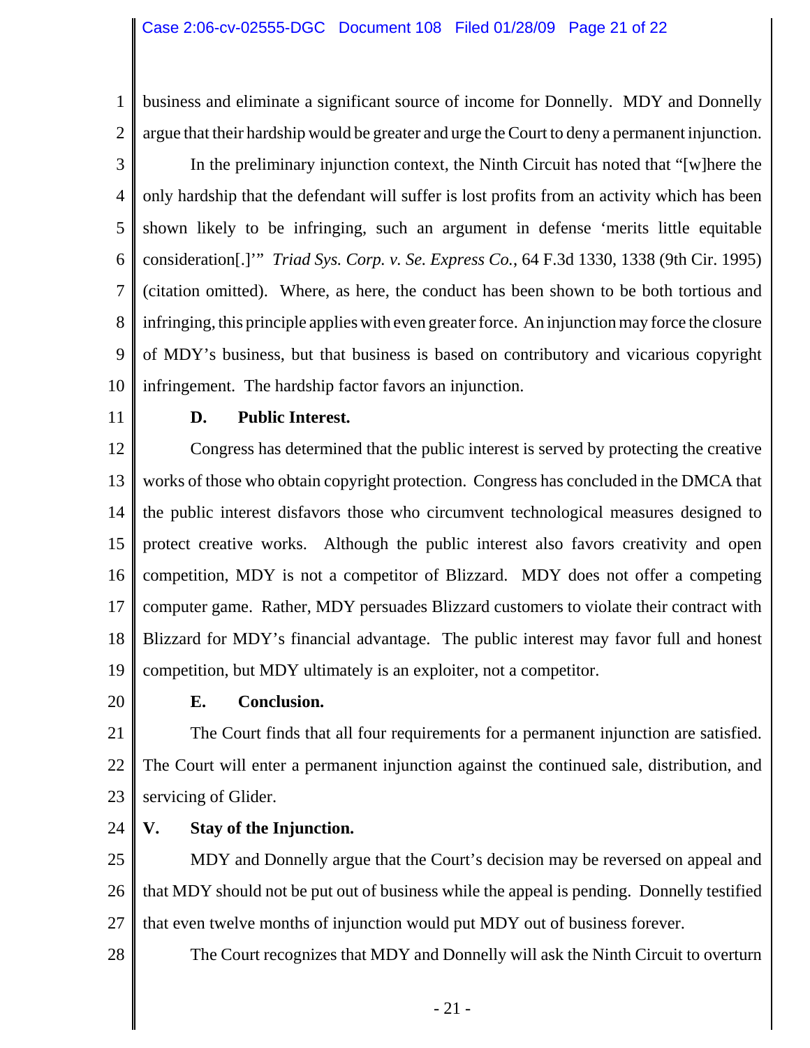business and eliminate a significant source of income for Donnelly. MDY and Donnelly argue that their hardship would be greater and urge the Court to deny a permanent injunction.

In the preliminary injunction context, the Ninth Circuit has noted that "[w]here the only hardship that the defendant will suffer is lost profits from an activity which has been shown likely to be infringing, such an argument in defense 'merits little equitable consideration[.]'" *Triad Sys. Corp. v. Se. Express Co.*, 64 F.3d 1330, 1338 (9th Cir. 1995) (citation omitted). Where, as here, the conduct has been shown to be both tortious and infringing, this principle applies with even greater force. An injunction may force the closure of MDY's business, but that business is based on contributory and vicarious copyright infringement. The hardship factor favors an injunction.

**D. Public Interest.**

Congress has determined that the public interest is served by protecting the creative works of those who obtain copyright protection. Congress has concluded in the DMCA that the public interest disfavors those who circumvent technological measures designed to protect creative works. Although the public interest also favors creativity and open competition, MDY is not a competitor of Blizzard. MDY does not offer a competing computer game. Rather, MDY persuades Blizzard customers to violate their contract with Blizzard for MDY's financial advantage. The public interest may favor full and honest competition, but MDY ultimately is an exploiter, not a competitor.

**E. Conclusion.**

The Court finds that all four requirements for a permanent injunction are satisfied. The Court will enter a permanent injunction against the continued sale, distribution, and servicing of Glider.

**V. Stay of the Injunction.**

MDY and Donnelly argue that the Court's decision may be reversed on appeal and that MDY should not be put out of business while the appeal is pending. Donnelly testified that even twelve months of injunction would put MDY out of business forever.

The Court recognizes that MDY and Donnelly will ask the Ninth Circuit to overturn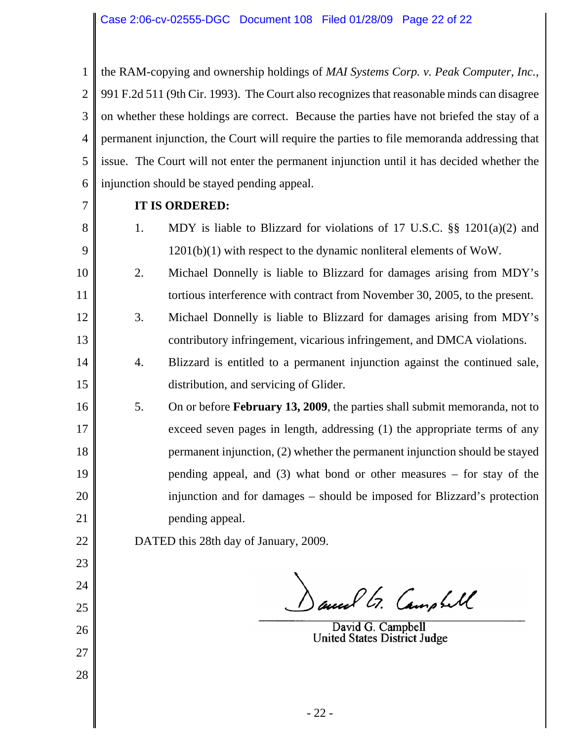the RAM-copying and ownership holdings of *MAI Systems Corp. v. Peak Computer, Inc.*, 991 F.2d 511 (9th Cir. 1993). The Court also recognizes that reasonable minds can disagree on whether these holdings are correct. Because the parties have not briefed the stay of a permanent injunction, the Court will require the parties to file memoranda addressing that issue. The Court will not enter the permanent injunction until it has decided whether the injunction should be stayed pending appeal.

**IT IS ORDERED:**

1. MDY is liable to Blizzard for violations of 17 U.S.C. §§ 1201(a)(2) and 1201(b)(1) with respect to the dynamic nonliteral elements of WoW.
2. Michael Donnelly is liable to Blizzard for damages arising from MDY's tortious interference with contract from November 30, 2005, to the present.
3. Michael Donnelly is liable to Blizzard for damages arising from MDY's contributory infringement, vicarious infringement, and DMCA violations.
4. Blizzard is entitled to a permanent injunction against the continued sale, distribution, and servicing of Glider.
5. On or before **February 13, 2009**, the parties shall submit memoranda, not to exceed seven pages in length, addressing (1) the appropriate terms of any permanent injunction, (2) whether the permanent injunction should be stayed pending appeal, and (3) what bond or other measures – for stay of the injunction and for damages – should be imposed for Blizzard's protection pending appeal.

DATED this 28th day of January, 2009.

David G. Campbell
United States District Judge